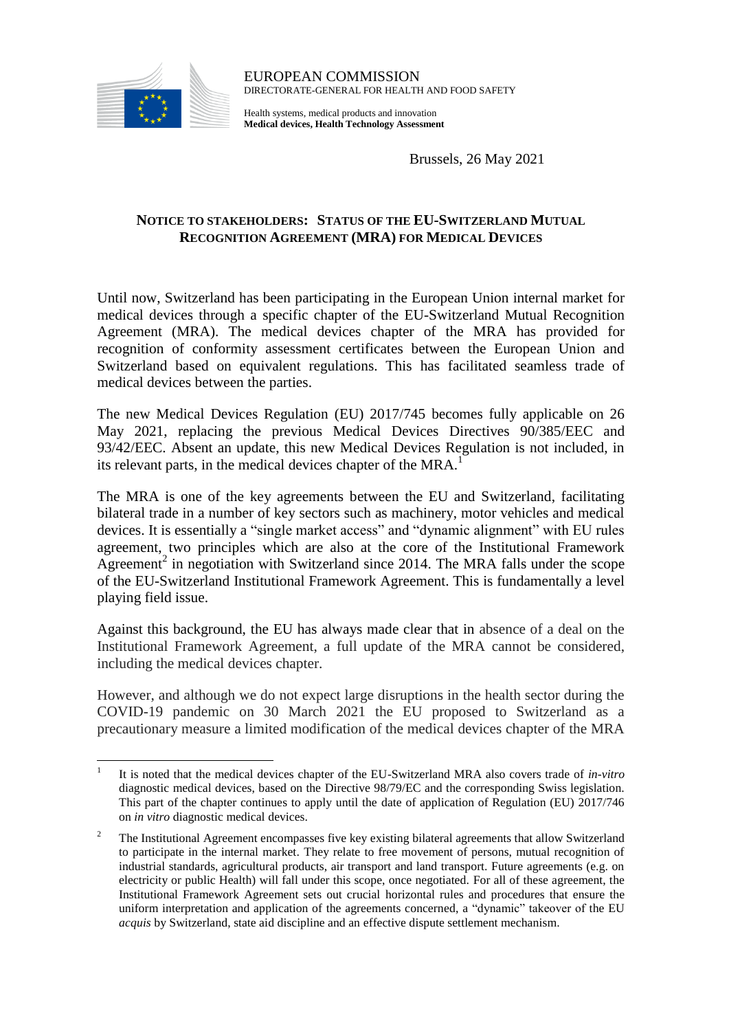EUROPEAN COMMISSION
DIRECTORATE-GENERAL FOR HEALTH AND FOOD SAFETY

Health systems, medical products and innovation
**Medical devices, Health Technology Assessment**

Brussels, 26 May 2021

## NOTICE TO STAKEHOLDERS: STATUS OF THE EU-SWITZERLAND MUTUAL RECOGNITION AGREEMENT (MRA) FOR MEDICAL DEVICES

Until now, Switzerland has been participating in the European Union internal market for medical devices through a specific chapter of the EU-Switzerland Mutual Recognition Agreement (MRA). The medical devices chapter of the MRA has provided for recognition of conformity assessment certificates between the European Union and Switzerland based on equivalent regulations. This has facilitated seamless trade of medical devices between the parties.

The new Medical Devices Regulation (EU) 2017/745 becomes fully applicable on 26 May 2021, replacing the previous Medical Devices Directives 90/385/EEC and 93/42/EEC. Absent an update, this new Medical Devices Regulation is not included, in its relevant parts, in the medical devices chapter of the MRA.[1]

The MRA is one of the key agreements between the EU and Switzerland, facilitating bilateral trade in a number of key sectors such as machinery, motor vehicles and medical devices. It is essentially a "single market access" and "dynamic alignment" with EU rules agreement, two principles which are also at the core of the Institutional Framework Agreement[2] in negotiation with Switzerland since 2014. The MRA falls under the scope of the EU-Switzerland Institutional Framework Agreement. This is fundamentally a level playing field issue.

Against this background, the EU has always made clear that in absence of a deal on the Institutional Framework Agreement, a full update of the MRA cannot be considered, including the medical devices chapter.

However, and although we do not expect large disruptions in the health sector during the COVID-19 pandemic on 30 March 2021 the EU proposed to Switzerland as a precautionary measure a limited modification of the medical devices chapter of the MRA

---

[1] It is noted that the medical devices chapter of the EU-Switzerland MRA also covers trade of *in-vitro* diagnostic medical devices, based on the Directive 98/79/EC and the corresponding Swiss legislation. This part of the chapter continues to apply until the date of application of Regulation (EU) 2017/746 on *in vitro* diagnostic medical devices.

[2] The Institutional Agreement encompasses five key existing bilateral agreements that allow Switzerland to participate in the internal market. They relate to free movement of persons, mutual recognition of industrial standards, agricultural products, air transport and land transport. Future agreements (e.g. on electricity or public Health) will fall under this scope, once negotiated. For all of these agreement, the Institutional Framework Agreement sets out crucial horizontal rules and procedures that ensure the uniform interpretation and application of the agreements concerned, a "dynamic" takeover of the EU *acquis* by Switzerland, state aid discipline and an effective dispute settlement mechanism.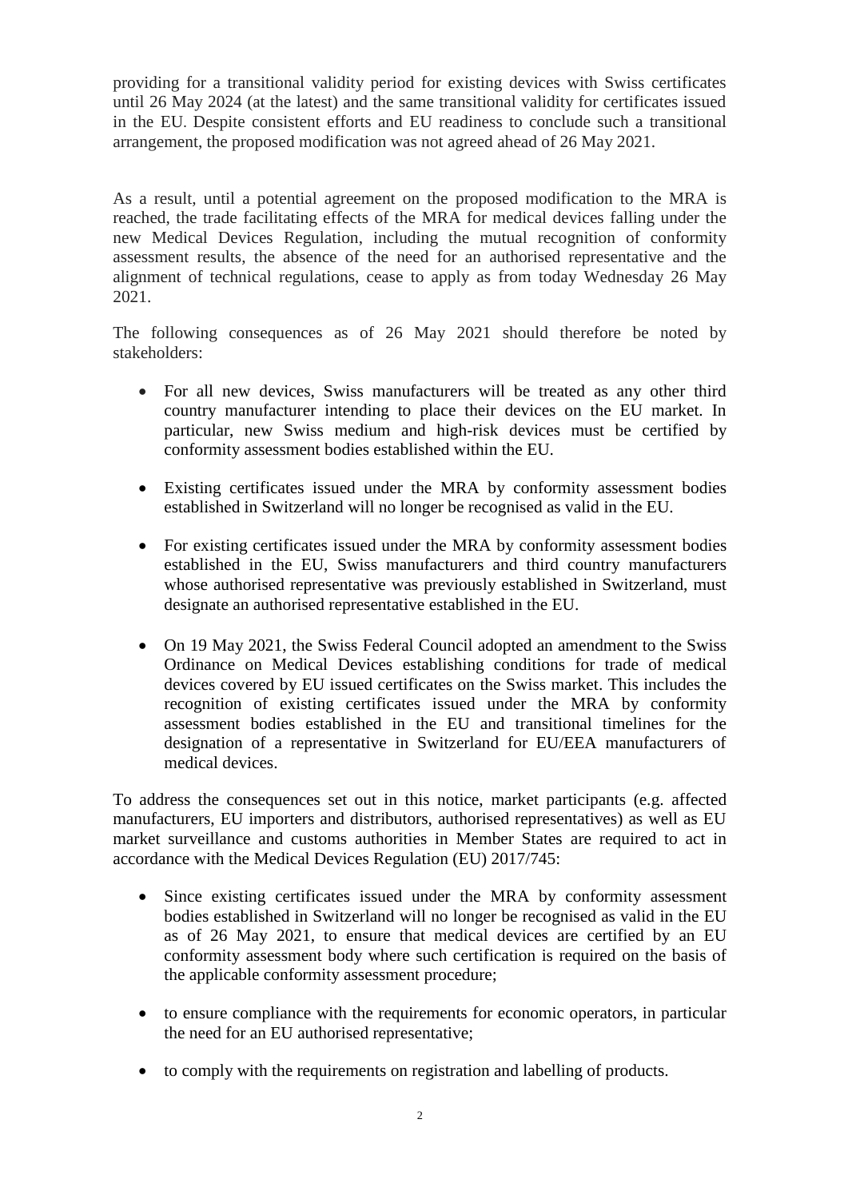providing for a transitional validity period for existing devices with Swiss certificates until 26 May 2024 (at the latest) and the same transitional validity for certificates issued in the EU. Despite consistent efforts and EU readiness to conclude such a transitional arrangement, the proposed modification was not agreed ahead of 26 May 2021.

As a result, until a potential agreement on the proposed modification to the MRA is reached, the trade facilitating effects of the MRA for medical devices falling under the new Medical Devices Regulation, including the mutual recognition of conformity assessment results, the absence of the need for an authorised representative and the alignment of technical regulations, cease to apply as from today Wednesday 26 May 2021.

The following consequences as of 26 May 2021 should therefore be noted by stakeholders:

- For all new devices, Swiss manufacturers will be treated as any other third country manufacturer intending to place their devices on the EU market. In particular, new Swiss medium and high-risk devices must be certified by conformity assessment bodies established within the EU.
- Existing certificates issued under the MRA by conformity assessment bodies established in Switzerland will no longer be recognised as valid in the EU.
- For existing certificates issued under the MRA by conformity assessment bodies established in the EU, Swiss manufacturers and third country manufacturers whose authorised representative was previously established in Switzerland, must designate an authorised representative established in the EU.
- On 19 May 2021, the Swiss Federal Council adopted an amendment to the Swiss Ordinance on Medical Devices establishing conditions for trade of medical devices covered by EU issued certificates on the Swiss market. This includes the recognition of existing certificates issued under the MRA by conformity assessment bodies established in the EU and transitional timelines for the designation of a representative in Switzerland for EU/EEA manufacturers of medical devices.

To address the consequences set out in this notice, market participants (e.g. affected manufacturers, EU importers and distributors, authorised representatives) as well as EU market surveillance and customs authorities in Member States are required to act in accordance with the Medical Devices Regulation (EU) 2017/745:

- Since existing certificates issued under the MRA by conformity assessment bodies established in Switzerland will no longer be recognised as valid in the EU as of 26 May 2021, to ensure that medical devices are certified by an EU conformity assessment body where such certification is required on the basis of the applicable conformity assessment procedure;
- to ensure compliance with the requirements for economic operators, in particular the need for an EU authorised representative;
- to comply with the requirements on registration and labelling of products.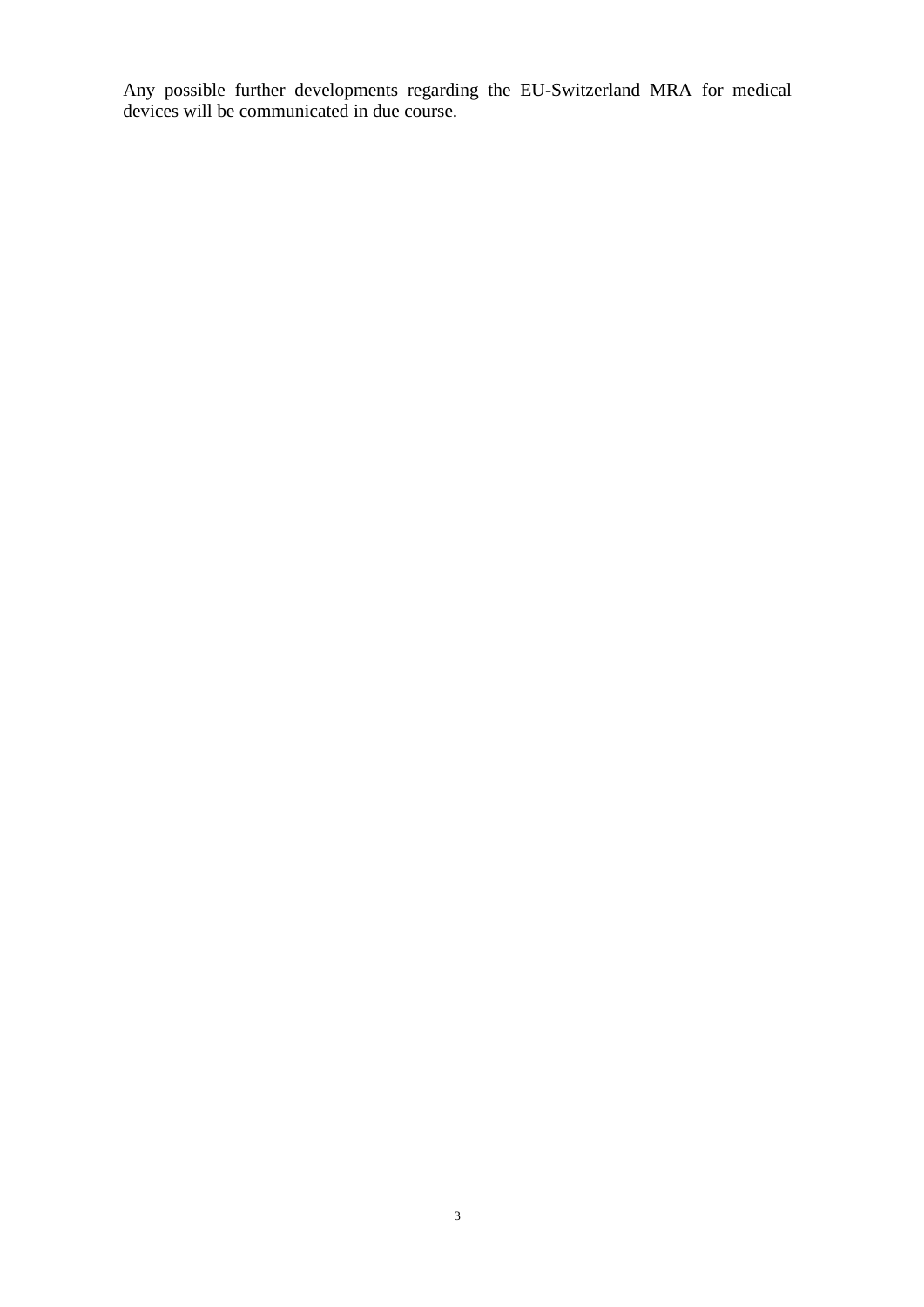Any possible further developments regarding the EU-Switzerland MRA for medical devices will be communicated in due course.